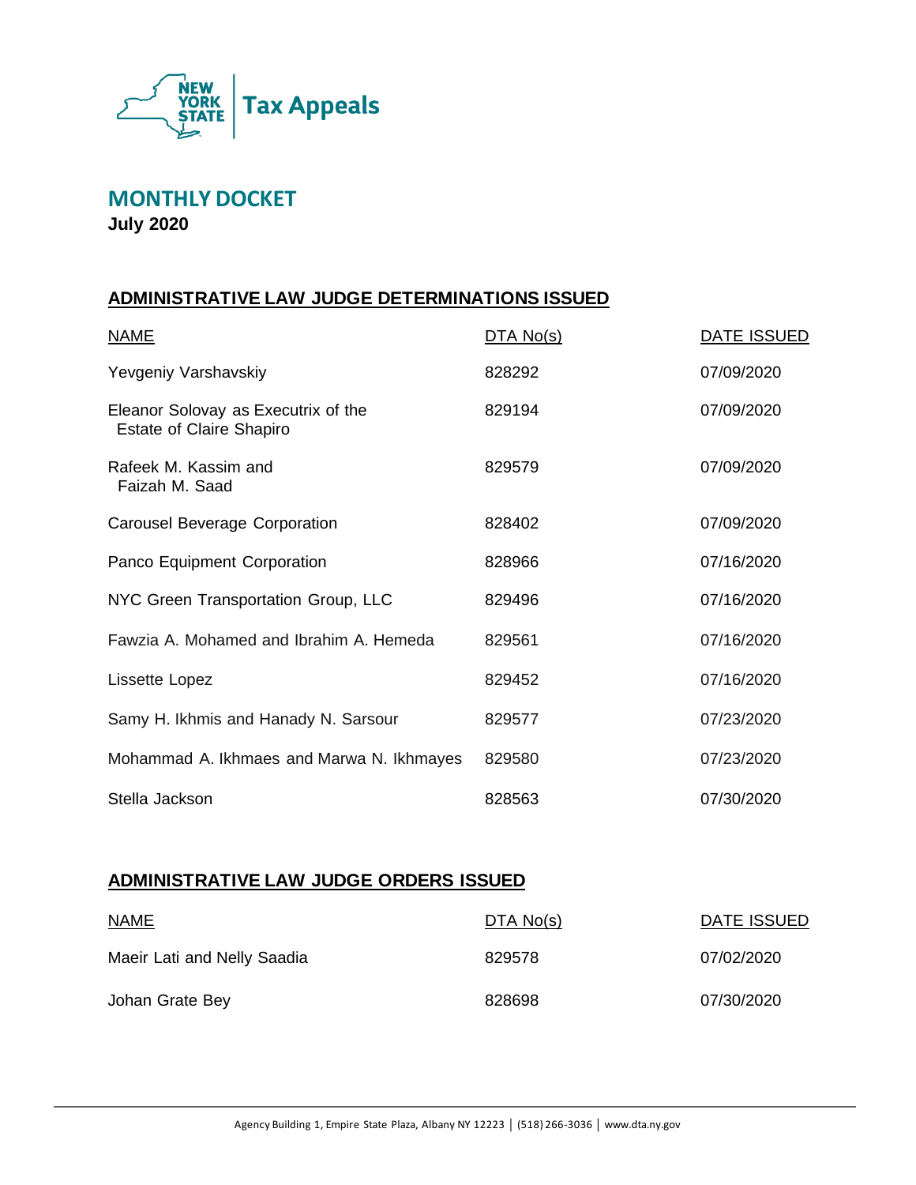NEW YORK STATE | Tax Appeals

# MONTHLY DOCKET

**July 2020**

## ADMINISTRATIVE LAW JUDGE DETERMINATIONS ISSUED

| NAME | DTA No(s) | DATE ISSUED |
|---|---|---|
| Yevgeniy Varshavskiy | 828292 | 07/09/2020 |
| Eleanor Solovay as Executrix of the Estate of Claire Shapiro | 829194 | 07/09/2020 |
| Rafeek M. Kassim and Faizah M. Saad | 829579 | 07/09/2020 |
| Carousel Beverage Corporation | 828402 | 07/09/2020 |
| Panco Equipment Corporation | 828966 | 07/16/2020 |
| NYC Green Transportation Group, LLC | 829496 | 07/16/2020 |
| Fawzia A. Mohamed and Ibrahim A. Hemeda | 829561 | 07/16/2020 |
| Lissette Lopez | 829452 | 07/16/2020 |
| Samy H. Ikhmis and Hanady N. Sarsour | 829577 | 07/23/2020 |
| Mohammad A. Ikhmaes and Marwa N. Ikhmayes | 829580 | 07/23/2020 |
| Stella Jackson | 828563 | 07/30/2020 |

## ADMINISTRATIVE LAW JUDGE ORDERS ISSUED

| NAME | DTA No(s) | DATE ISSUED |
|---|---|---|
| Maeir Lati and Nelly Saadia | 829578 | 07/02/2020 |
| Johan Grate Bey | 828698 | 07/30/2020 |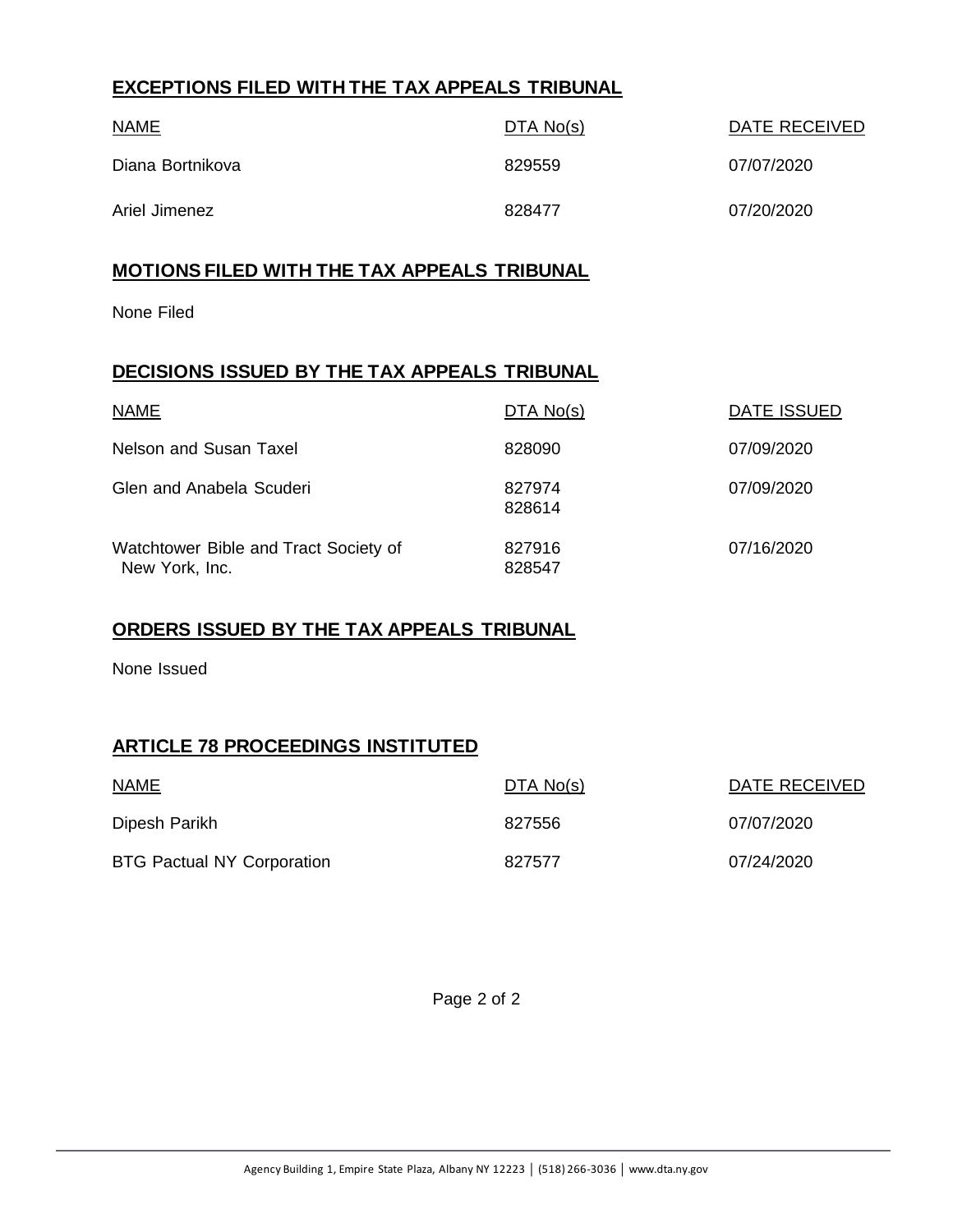## EXCEPTIONS FILED WITH THE TAX APPEALS TRIBUNAL

| NAME | DTA No(s) | DATE RECEIVED |
| --- | --- | --- |
| Diana Bortnikova | 829559 | 07/07/2020 |
| Ariel Jimenez | 828477 | 07/20/2020 |

## MOTIONS FILED WITH THE TAX APPEALS TRIBUNAL

None Filed

## DECISIONS ISSUED BY THE TAX APPEALS TRIBUNAL

| NAME | DTA No(s) | DATE ISSUED |
| --- | --- | --- |
| Nelson and Susan Taxel | 828090 | 07/09/2020 |
| Glen and Anabela Scuderi | 827974<br>828614 | 07/09/2020 |
| Watchtower Bible and Tract Society of New York, Inc. | 827916<br>828547 | 07/16/2020 |

## ORDERS ISSUED BY THE TAX APPEALS TRIBUNAL

None Issued

## ARTICLE 78 PROCEEDINGS INSTITUTED

| NAME | DTA No(s) | DATE RECEIVED |
| --- | --- | --- |
| Dipesh Parikh | 827556 | 07/07/2020 |
| BTG Pactual NY Corporation | 827577 | 07/24/2020 |

Agency Building 1, Empire State Plaza, Albany NY 12223 | (518) 266-3036 | www.dta.ny.gov